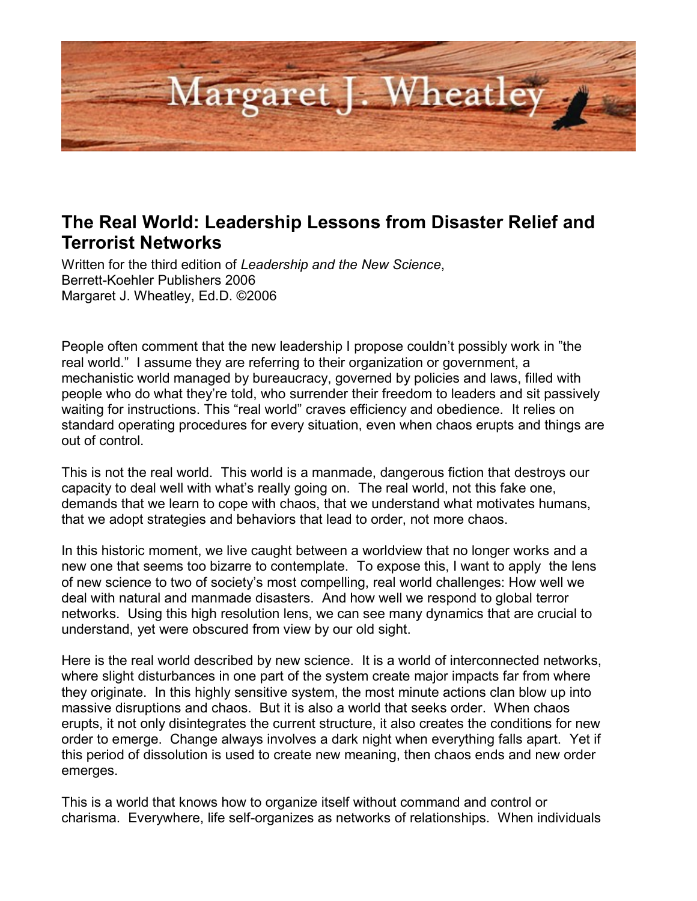# Margaret J. Wheatley

## The Real World: Leadership Lessons from Disaster Relief and Terrorist Networks

Written for the third edition of *Leadership and the New Science*,
Berrett-Koehler Publishers 2006
Margaret J. Wheatley, Ed.D. ©2006

People often comment that the new leadership I propose couldn't possibly work in "the real world." I assume they are referring to their organization or government, a mechanistic world managed by bureaucracy, governed by policies and laws, filled with people who do what they're told, who surrender their freedom to leaders and sit passively waiting for instructions. This "real world" craves efficiency and obedience. It relies on standard operating procedures for every situation, even when chaos erupts and things are out of control.

This is not the real world. This world is a manmade, dangerous fiction that destroys our capacity to deal well with what's really going on. The real world, not this fake one, demands that we learn to cope with chaos, that we understand what motivates humans, that we adopt strategies and behaviors that lead to order, not more chaos.

In this historic moment, we live caught between a worldview that no longer works and a new one that seems too bizarre to contemplate. To expose this, I want to apply the lens of new science to two of society's most compelling, real world challenges: How well we deal with natural and manmade disasters. And how well we respond to global terror networks. Using this high resolution lens, we can see many dynamics that are crucial to understand, yet were obscured from view by our old sight.

Here is the real world described by new science. It is a world of interconnected networks, where slight disturbances in one part of the system create major impacts far from where they originate. In this highly sensitive system, the most minute actions clan blow up into massive disruptions and chaos. But it is also a world that seeks order. When chaos erupts, it not only disintegrates the current structure, it also creates the conditions for new order to emerge. Change always involves a dark night when everything falls apart. Yet if this period of dissolution is used to create new meaning, then chaos ends and new order emerges.

This is a world that knows how to organize itself without command and control or charisma. Everywhere, life self-organizes as networks of relationships. When individuals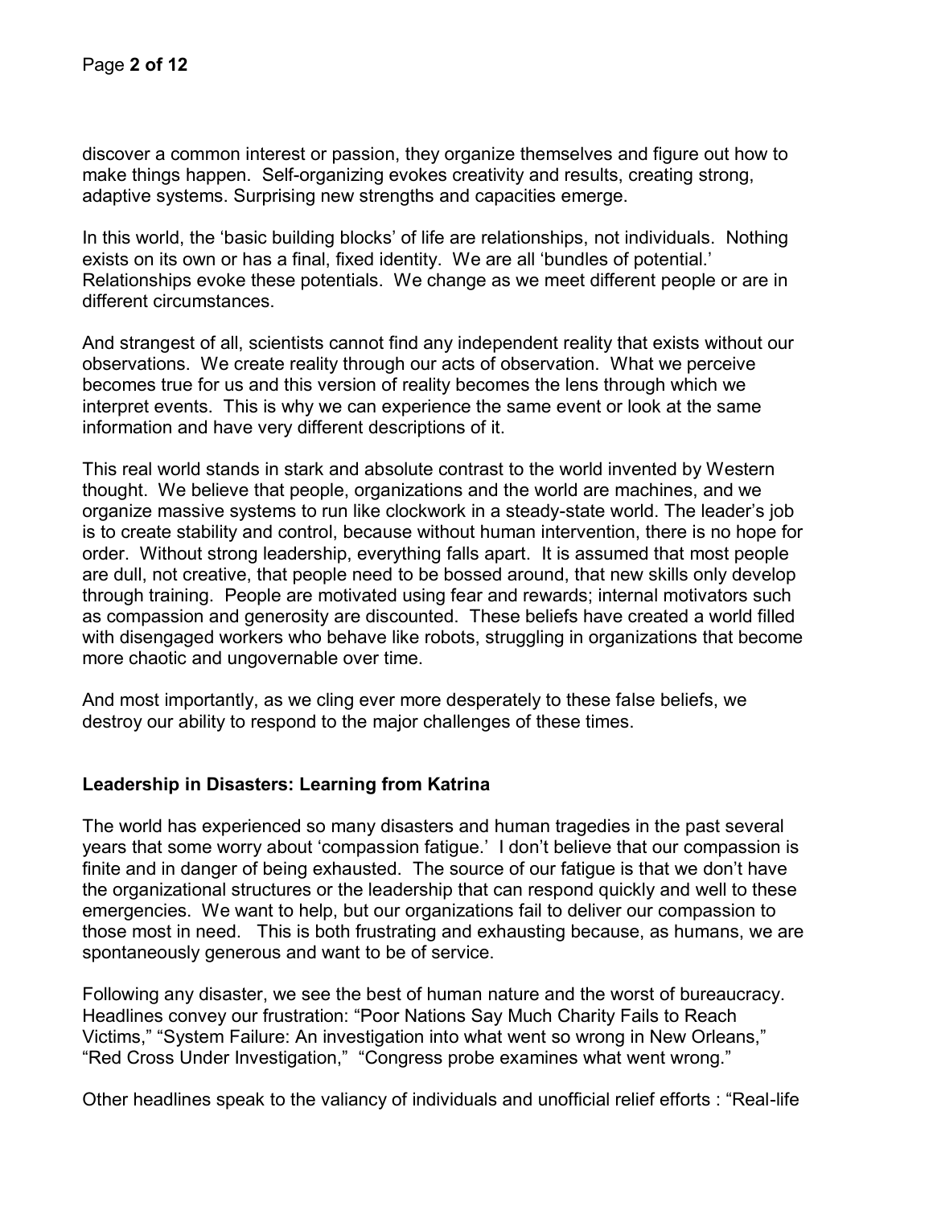discover a common interest or passion, they organize themselves and figure out how to make things happen. Self-organizing evokes creativity and results, creating strong, adaptive systems. Surprising new strengths and capacities emerge.

In this world, the 'basic building blocks' of life are relationships, not individuals. Nothing exists on its own or has a final, fixed identity. We are all 'bundles of potential.' Relationships evoke these potentials. We change as we meet different people or are in different circumstances.

And strangest of all, scientists cannot find any independent reality that exists without our observations. We create reality through our acts of observation. What we perceive becomes true for us and this version of reality becomes the lens through which we interpret events. This is why we can experience the same event or look at the same information and have very different descriptions of it.

This real world stands in stark and absolute contrast to the world invented by Western thought. We believe that people, organizations and the world are machines, and we organize massive systems to run like clockwork in a steady-state world. The leader's job is to create stability and control, because without human intervention, there is no hope for order. Without strong leadership, everything falls apart. It is assumed that most people are dull, not creative, that people need to be bossed around, that new skills only develop through training. People are motivated using fear and rewards; internal motivators such as compassion and generosity are discounted. These beliefs have created a world filled with disengaged workers who behave like robots, struggling in organizations that become more chaotic and ungovernable over time.

And most importantly, as we cling ever more desperately to these false beliefs, we destroy our ability to respond to the major challenges of these times.

**Leadership in Disasters: Learning from Katrina**

The world has experienced so many disasters and human tragedies in the past several years that some worry about 'compassion fatigue.' I don't believe that our compassion is finite and in danger of being exhausted. The source of our fatigue is that we don't have the organizational structures or the leadership that can respond quickly and well to these emergencies. We want to help, but our organizations fail to deliver our compassion to those most in need. This is both frustrating and exhausting because, as humans, we are spontaneously generous and want to be of service.

Following any disaster, we see the best of human nature and the worst of bureaucracy. Headlines convey our frustration: "Poor Nations Say Much Charity Fails to Reach Victims," "System Failure: An investigation into what went so wrong in New Orleans," "Red Cross Under Investigation," "Congress probe examines what went wrong."

Other headlines speak to the valiancy of individuals and unofficial relief efforts : "Real-life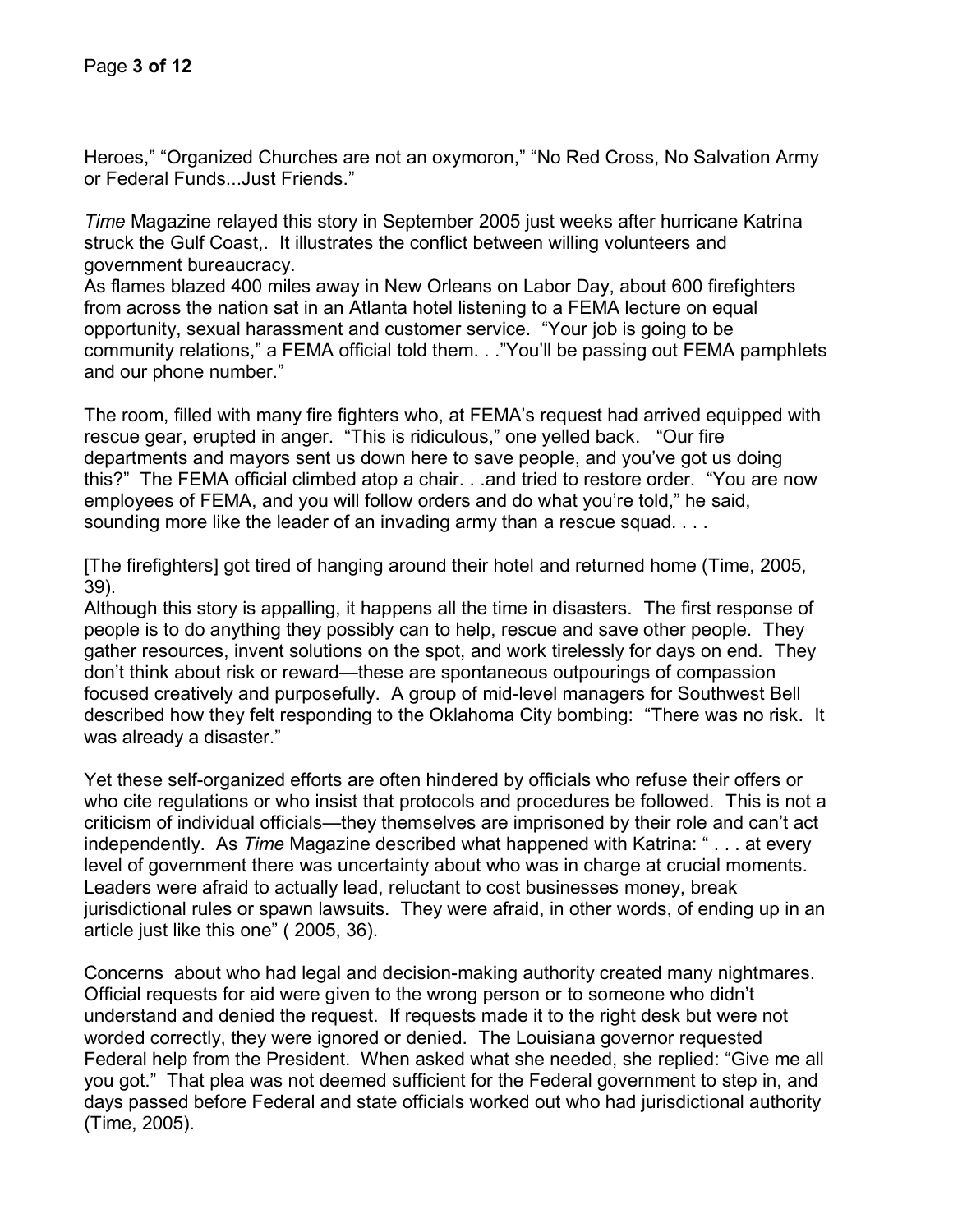Heroes,” “Organized Churches are not an oxymoron,” “No Red Cross, No Salvation Army or Federal Funds...Just Friends.”

*Time* Magazine relayed this story in September 2005 just weeks after hurricane Katrina struck the Gulf Coast,. It illustrates the conflict between willing volunteers and government bureaucracy.

As flames blazed 400 miles away in New Orleans on Labor Day, about 600 firefighters from across the nation sat in an Atlanta hotel listening to a FEMA lecture on equal opportunity, sexual harassment and customer service. “Your job is going to be community relations,” a FEMA official told them. . .”You’ll be passing out FEMA pamphlets and our phone number.”

The room, filled with many fire fighters who, at FEMA’s request had arrived equipped with rescue gear, erupted in anger. “This is ridiculous,” one yelled back. “Our fire departments and mayors sent us down here to save people, and you’ve got us doing this?” The FEMA official climbed atop a chair. . .and tried to restore order. “You are now employees of FEMA, and you will follow orders and do what you’re told,” he said, sounding more like the leader of an invading army than a rescue squad. . . .

[The firefighters] got tired of hanging around their hotel and returned home (Time, 2005, 39).

Although this story is appalling, it happens all the time in disasters. The first response of people is to do anything they possibly can to help, rescue and save other people. They gather resources, invent solutions on the spot, and work tirelessly for days on end. They don’t think about risk or reward—these are spontaneous outpourings of compassion focused creatively and purposefully. A group of mid-level managers for Southwest Bell described how they felt responding to the Oklahoma City bombing: “There was no risk. It was already a disaster.”

Yet these self-organized efforts are often hindered by officials who refuse their offers or who cite regulations or who insist that protocols and procedures be followed. This is not a criticism of individual officials—they themselves are imprisoned by their role and can’t act independently. As *Time* Magazine described what happened with Katrina: “ . . . at every level of government there was uncertainty about who was in charge at crucial moments. Leaders were afraid to actually lead, reluctant to cost businesses money, break jurisdictional rules or spawn lawsuits. They were afraid, in other words, of ending up in an article just like this one” ( 2005, 36).

Concerns about who had legal and decision-making authority created many nightmares. Official requests for aid were given to the wrong person or to someone who didn’t understand and denied the request. If requests made it to the right desk but were not worded correctly, they were ignored or denied. The Louisiana governor requested Federal help from the President. When asked what she needed, she replied: “Give me all you got.” That plea was not deemed sufficient for the Federal government to step in, and days passed before Federal and state officials worked out who had jurisdictional authority (Time, 2005).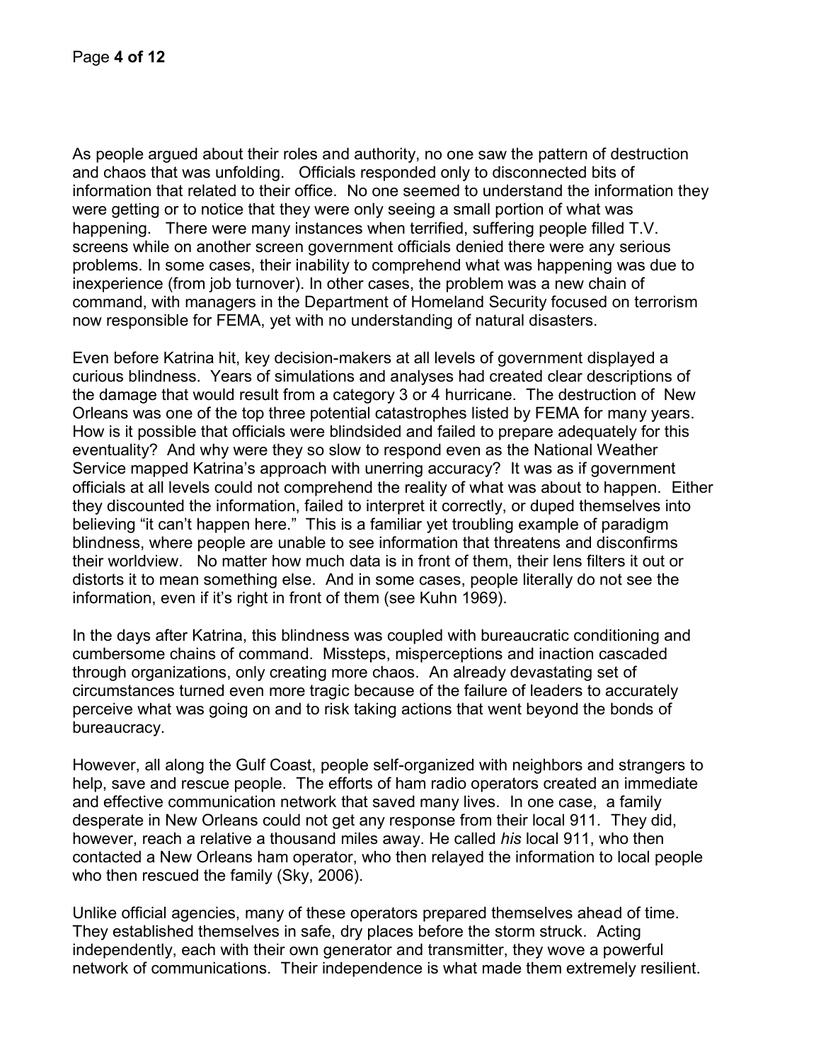As people argued about their roles and authority, no one saw the pattern of destruction and chaos that was unfolding. Officials responded only to disconnected bits of information that related to their office. No one seemed to understand the information they were getting or to notice that they were only seeing a small portion of what was happening. There were many instances when terrified, suffering people filled T.V. screens while on another screen government officials denied there were any serious problems. In some cases, their inability to comprehend what was happening was due to inexperience (from job turnover). In other cases, the problem was a new chain of command, with managers in the Department of Homeland Security focused on terrorism now responsible for FEMA, yet with no understanding of natural disasters.

Even before Katrina hit, key decision-makers at all levels of government displayed a curious blindness. Years of simulations and analyses had created clear descriptions of the damage that would result from a category 3 or 4 hurricane. The destruction of New Orleans was one of the top three potential catastrophes listed by FEMA for many years. How is it possible that officials were blindsided and failed to prepare adequately for this eventuality? And why were they so slow to respond even as the National Weather Service mapped Katrina's approach with unerring accuracy? It was as if government officials at all levels could not comprehend the reality of what was about to happen. Either they discounted the information, failed to interpret it correctly, or duped themselves into believing "it can't happen here." This is a familiar yet troubling example of paradigm blindness, where people are unable to see information that threatens and disconfirms their worldview. No matter how much data is in front of them, their lens filters it out or distorts it to mean something else. And in some cases, people literally do not see the information, even if it's right in front of them (see Kuhn 1969).

In the days after Katrina, this blindness was coupled with bureaucratic conditioning and cumbersome chains of command. Missteps, misperceptions and inaction cascaded through organizations, only creating more chaos. An already devastating set of circumstances turned even more tragic because of the failure of leaders to accurately perceive what was going on and to risk taking actions that went beyond the bonds of bureaucracy.

However, all along the Gulf Coast, people self-organized with neighbors and strangers to help, save and rescue people. The efforts of ham radio operators created an immediate and effective communication network that saved many lives. In one case, a family desperate in New Orleans could not get any response from their local 911. They did, however, reach a relative a thousand miles away. He called *his* local 911, who then contacted a New Orleans ham operator, who then relayed the information to local people who then rescued the family (Sky, 2006).

Unlike official agencies, many of these operators prepared themselves ahead of time. They established themselves in safe, dry places before the storm struck. Acting independently, each with their own generator and transmitter, they wove a powerful network of communications. Their independence is what made them extremely resilient.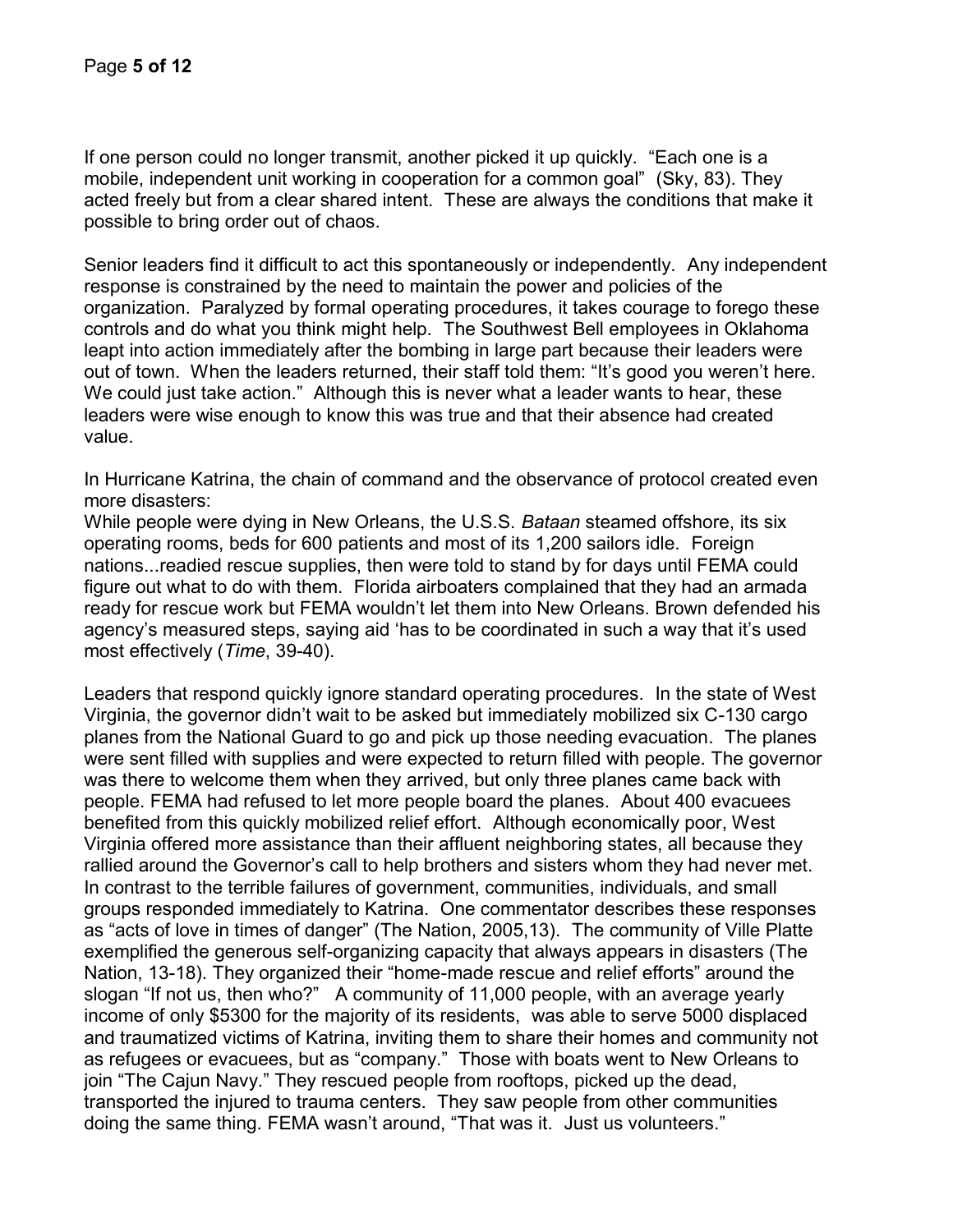If one person could no longer transmit, another picked it up quickly. "Each one is a mobile, independent unit working in cooperation for a common goal" (Sky, 83). They acted freely but from a clear shared intent. These are always the conditions that make it possible to bring order out of chaos.

Senior leaders find it difficult to act this spontaneously or independently. Any independent response is constrained by the need to maintain the power and policies of the organization. Paralyzed by formal operating procedures, it takes courage to forego these controls and do what you think might help. The Southwest Bell employees in Oklahoma leapt into action immediately after the bombing in large part because their leaders were out of town. When the leaders returned, their staff told them: "It's good you weren't here. We could just take action." Although this is never what a leader wants to hear, these leaders were wise enough to know this was true and that their absence had created value.

In Hurricane Katrina, the chain of command and the observance of protocol created even more disasters:
While people were dying in New Orleans, the U.S.S. *Bataan* steamed offshore, its six operating rooms, beds for 600 patients and most of its 1,200 sailors idle. Foreign nations...readied rescue supplies, then were told to stand by for days until FEMA could figure out what to do with them. Florida airboaters complained that they had an armada ready for rescue work but FEMA wouldn't let them into New Orleans. Brown defended his agency's measured steps, saying aid 'has to be coordinated in such a way that it's used most effectively (*Time*, 39-40).

Leaders that respond quickly ignore standard operating procedures. In the state of West Virginia, the governor didn't wait to be asked but immediately mobilized six C-130 cargo planes from the National Guard to go and pick up those needing evacuation. The planes were sent filled with supplies and were expected to return filled with people. The governor was there to welcome them when they arrived, but only three planes came back with people. FEMA had refused to let more people board the planes. About 400 evacuees benefited from this quickly mobilized relief effort. Although economically poor, West Virginia offered more assistance than their affluent neighboring states, all because they rallied around the Governor's call to help brothers and sisters whom they had never met. In contrast to the terrible failures of government, communities, individuals, and small groups responded immediately to Katrina. One commentator describes these responses as "acts of love in times of danger" (The Nation, 2005,13). The community of Ville Platte exemplified the generous self-organizing capacity that always appears in disasters (The Nation, 13-18). They organized their "home-made rescue and relief efforts" around the slogan "If not us, then who?" A community of 11,000 people, with an average yearly income of only $5300 for the majority of its residents, was able to serve 5000 displaced and traumatized victims of Katrina, inviting them to share their homes and community not as refugees or evacuees, but as "company." Those with boats went to New Orleans to join "The Cajun Navy." They rescued people from rooftops, picked up the dead, transported the injured to trauma centers. They saw people from other communities doing the same thing. FEMA wasn't around, "That was it. Just us volunteers."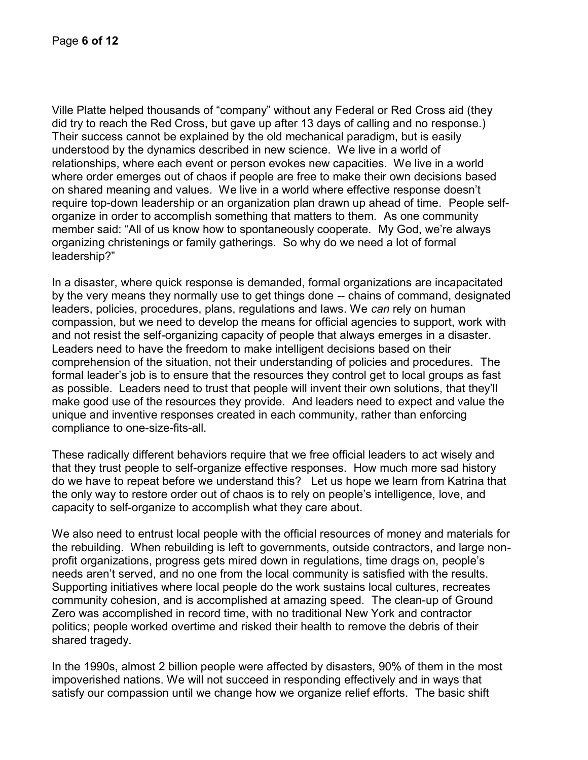Ville Platte helped thousands of "company" without any Federal or Red Cross aid (they did try to reach the Red Cross, but gave up after 13 days of calling and no response.) Their success cannot be explained by the old mechanical paradigm, but is easily understood by the dynamics described in new science. We live in a world of relationships, where each event or person evokes new capacities. We live in a world where order emerges out of chaos if people are free to make their own decisions based on shared meaning and values. We live in a world where effective response doesn't require top-down leadership or an organization plan drawn up ahead of time. People self-organize in order to accomplish something that matters to them. As one community member said: "All of us know how to spontaneously cooperate. My God, we're always organizing christenings or family gatherings. So why do we need a lot of formal leadership?"

In a disaster, where quick response is demanded, formal organizations are incapacitated by the very means they normally use to get things done -- chains of command, designated leaders, policies, procedures, plans, regulations and laws. We *can* rely on human compassion, but we need to develop the means for official agencies to support, work with and not resist the self-organizing capacity of people that always emerges in a disaster. Leaders need to have the freedom to make intelligent decisions based on their comprehension of the situation, not their understanding of policies and procedures. The formal leader's job is to ensure that the resources they control get to local groups as fast as possible. Leaders need to trust that people will invent their own solutions, that they'll make good use of the resources they provide. And leaders need to expect and value the unique and inventive responses created in each community, rather than enforcing compliance to one-size-fits-all.

These radically different behaviors require that we free official leaders to act wisely and that they trust people to self-organize effective responses. How much more sad history do we have to repeat before we understand this? Let us hope we learn from Katrina that the only way to restore order out of chaos is to rely on people's intelligence, love, and capacity to self-organize to accomplish what they care about.

We also need to entrust local people with the official resources of money and materials for the rebuilding. When rebuilding is left to governments, outside contractors, and large non-profit organizations, progress gets mired down in regulations, time drags on, people's needs aren't served, and no one from the local community is satisfied with the results. Supporting initiatives where local people do the work sustains local cultures, recreates community cohesion, and is accomplished at amazing speed. The clean-up of Ground Zero was accomplished in record time, with no traditional New York and contractor politics; people worked overtime and risked their health to remove the debris of their shared tragedy.

In the 1990s, almost 2 billion people were affected by disasters, 90% of them in the most impoverished nations. We will not succeed in responding effectively and in ways that satisfy our compassion until we change how we organize relief efforts. The basic shift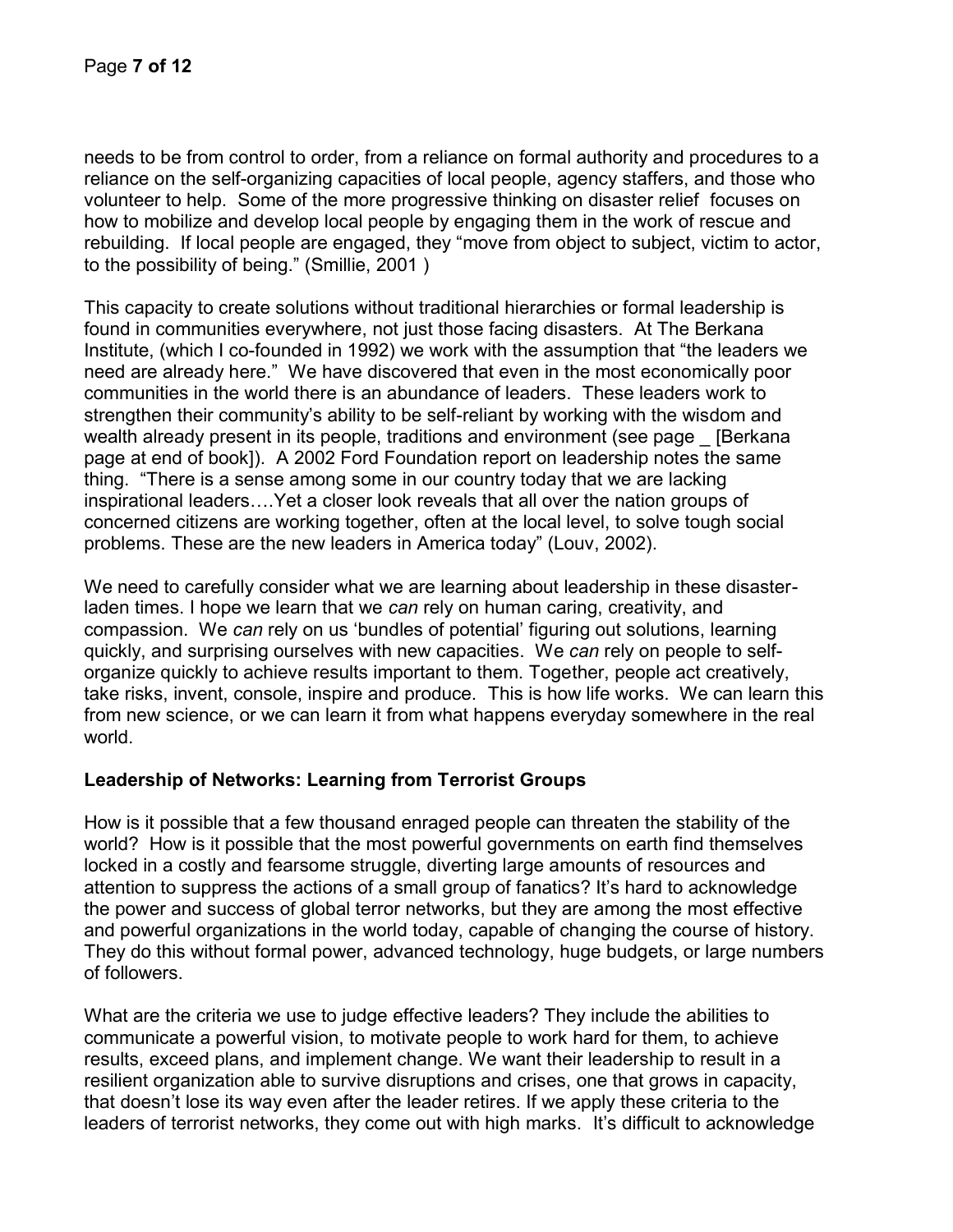needs to be from control to order, from a reliance on formal authority and procedures to a reliance on the self-organizing capacities of local people, agency staffers, and those who volunteer to help. Some of the more progressive thinking on disaster relief focuses on how to mobilize and develop local people by engaging them in the work of rescue and rebuilding. If local people are engaged, they "move from object to subject, victim to actor, to the possibility of being." (Smillie, 2001 )

This capacity to create solutions without traditional hierarchies or formal leadership is found in communities everywhere, not just those facing disasters. At The Berkana Institute, (which I co-founded in 1992) we work with the assumption that "the leaders we need are already here." We have discovered that even in the most economically poor communities in the world there is an abundance of leaders. These leaders work to strengthen their community's ability to be self-reliant by working with the wisdom and wealth already present in its people, traditions and environment (see page _ [Berkana page at end of book]). A 2002 Ford Foundation report on leadership notes the same thing. "There is a sense among some in our country today that we are lacking inspirational leaders….Yet a closer look reveals that all over the nation groups of concerned citizens are working together, often at the local level, to solve tough social problems. These are the new leaders in America today" (Louv, 2002).

We need to carefully consider what we are learning about leadership in these disaster-laden times. I hope we learn that we *can* rely on human caring, creativity, and compassion. We *can* rely on us 'bundles of potential' figuring out solutions, learning quickly, and surprising ourselves with new capacities. We *can* rely on people to self-organize quickly to achieve results important to them. Together, people act creatively, take risks, invent, console, inspire and produce. This is how life works. We can learn this from new science, or we can learn it from what happens everyday somewhere in the real world.

**Leadership of Networks: Learning from Terrorist Groups**

How is it possible that a few thousand enraged people can threaten the stability of the world? How is it possible that the most powerful governments on earth find themselves locked in a costly and fearsome struggle, diverting large amounts of resources and attention to suppress the actions of a small group of fanatics? It's hard to acknowledge the power and success of global terror networks, but they are among the most effective and powerful organizations in the world today, capable of changing the course of history. They do this without formal power, advanced technology, huge budgets, or large numbers of followers.

What are the criteria we use to judge effective leaders? They include the abilities to communicate a powerful vision, to motivate people to work hard for them, to achieve results, exceed plans, and implement change. We want their leadership to result in a resilient organization able to survive disruptions and crises, one that grows in capacity, that doesn't lose its way even after the leader retires. If we apply these criteria to the leaders of terrorist networks, they come out with high marks. It's difficult to acknowledge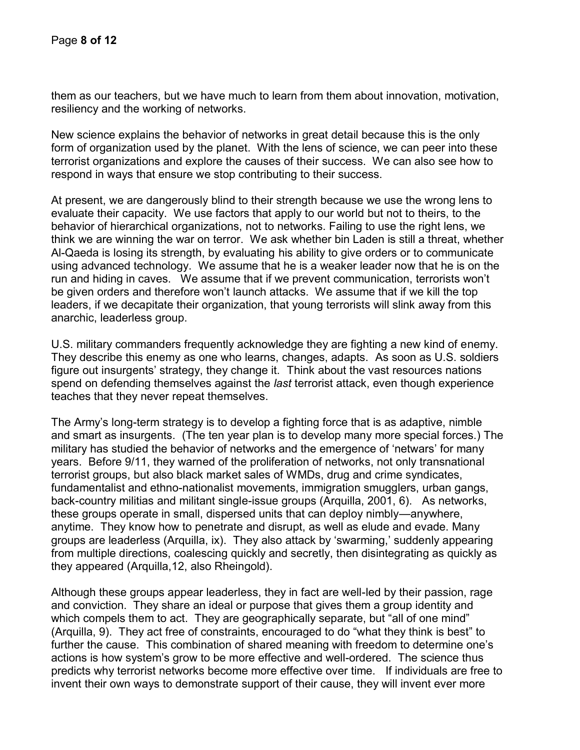them as our teachers, but we have much to learn from them about innovation, motivation, resiliency and the working of networks.

New science explains the behavior of networks in great detail because this is the only form of organization used by the planet. With the lens of science, we can peer into these terrorist organizations and explore the causes of their success. We can also see how to respond in ways that ensure we stop contributing to their success.

At present, we are dangerously blind to their strength because we use the wrong lens to evaluate their capacity. We use factors that apply to our world but not to theirs, to the behavior of hierarchical organizations, not to networks. Failing to use the right lens, we think we are winning the war on terror. We ask whether bin Laden is still a threat, whether Al-Qaeda is losing its strength, by evaluating his ability to give orders or to communicate using advanced technology. We assume that he is a weaker leader now that he is on the run and hiding in caves. We assume that if we prevent communication, terrorists won't be given orders and therefore won't launch attacks. We assume that if we kill the top leaders, if we decapitate their organization, that young terrorists will slink away from this anarchic, leaderless group.

U.S. military commanders frequently acknowledge they are fighting a new kind of enemy. They describe this enemy as one who learns, changes, adapts. As soon as U.S. soldiers figure out insurgents' strategy, they change it. Think about the vast resources nations spend on defending themselves against the *last* terrorist attack, even though experience teaches that they never repeat themselves.

The Army's long-term strategy is to develop a fighting force that is as adaptive, nimble and smart as insurgents. (The ten year plan is to develop many more special forces.) The military has studied the behavior of networks and the emergence of 'netwars' for many years. Before 9/11, they warned of the proliferation of networks, not only transnational terrorist groups, but also black market sales of WMDs, drug and crime syndicates, fundamentalist and ethno-nationalist movements, immigration smugglers, urban gangs, back-country militias and militant single-issue groups (Arquilla, 2001, 6). As networks, these groups operate in small, dispersed units that can deploy nimbly—anywhere, anytime. They know how to penetrate and disrupt, as well as elude and evade. Many groups are leaderless (Arquilla, ix). They also attack by 'swarming,' suddenly appearing from multiple directions, coalescing quickly and secretly, then disintegrating as quickly as they appeared (Arquilla,12, also Rheingold).

Although these groups appear leaderless, they in fact are well-led by their passion, rage and conviction. They share an ideal or purpose that gives them a group identity and which compels them to act. They are geographically separate, but "all of one mind" (Arquilla, 9). They act free of constraints, encouraged to do "what they think is best" to further the cause. This combination of shared meaning with freedom to determine one's actions is how system's grow to be more effective and well-ordered. The science thus predicts why terrorist networks become more effective over time. If individuals are free to invent their own ways to demonstrate support of their cause, they will invent ever more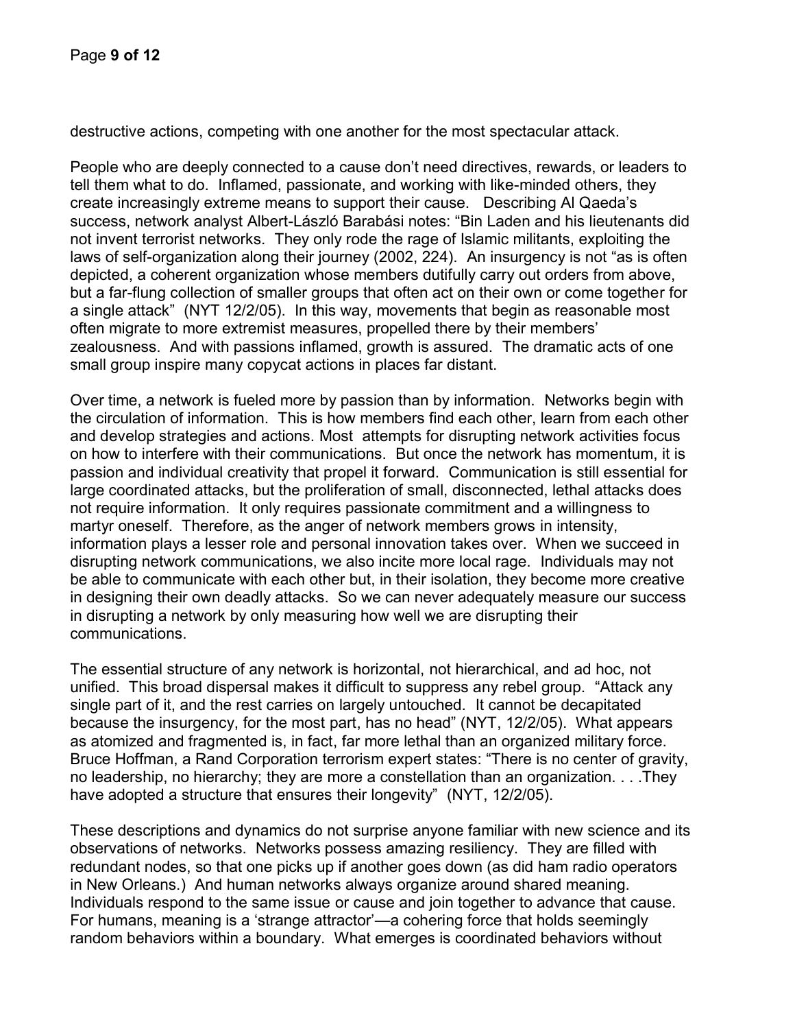destructive actions, competing with one another for the most spectacular attack.

People who are deeply connected to a cause don't need directives, rewards, or leaders to tell them what to do. Inflamed, passionate, and working with like-minded others, they create increasingly extreme means to support their cause. Describing Al Qaeda's success, network analyst Albert-László Barabási notes: "Bin Laden and his lieutenants did not invent terrorist networks. They only rode the rage of Islamic militants, exploiting the laws of self-organization along their journey (2002, 224). An insurgency is not "as is often depicted, a coherent organization whose members dutifully carry out orders from above, but a far-flung collection of smaller groups that often act on their own or come together for a single attack" (NYT 12/2/05). In this way, movements that begin as reasonable most often migrate to more extremist measures, propelled there by their members' zealousness. And with passions inflamed, growth is assured. The dramatic acts of one small group inspire many copycat actions in places far distant.

Over time, a network is fueled more by passion than by information. Networks begin with the circulation of information. This is how members find each other, learn from each other and develop strategies and actions. Most attempts for disrupting network activities focus on how to interfere with their communications. But once the network has momentum, it is passion and individual creativity that propel it forward. Communication is still essential for large coordinated attacks, but the proliferation of small, disconnected, lethal attacks does not require information. It only requires passionate commitment and a willingness to martyr oneself. Therefore, as the anger of network members grows in intensity, information plays a lesser role and personal innovation takes over. When we succeed in disrupting network communications, we also incite more local rage. Individuals may not be able to communicate with each other but, in their isolation, they become more creative in designing their own deadly attacks. So we can never adequately measure our success in disrupting a network by only measuring how well we are disrupting their communications.

The essential structure of any network is horizontal, not hierarchical, and ad hoc, not unified. This broad dispersal makes it difficult to suppress any rebel group. "Attack any single part of it, and the rest carries on largely untouched. It cannot be decapitated because the insurgency, for the most part, has no head" (NYT, 12/2/05). What appears as atomized and fragmented is, in fact, far more lethal than an organized military force. Bruce Hoffman, a Rand Corporation terrorism expert states: "There is no center of gravity, no leadership, no hierarchy; they are more a constellation than an organization. . . .They have adopted a structure that ensures their longevity" (NYT, 12/2/05).

These descriptions and dynamics do not surprise anyone familiar with new science and its observations of networks. Networks possess amazing resiliency. They are filled with redundant nodes, so that one picks up if another goes down (as did ham radio operators in New Orleans.) And human networks always organize around shared meaning. Individuals respond to the same issue or cause and join together to advance that cause. For humans, meaning is a 'strange attractor'—a cohering force that holds seemingly random behaviors within a boundary. What emerges is coordinated behaviors without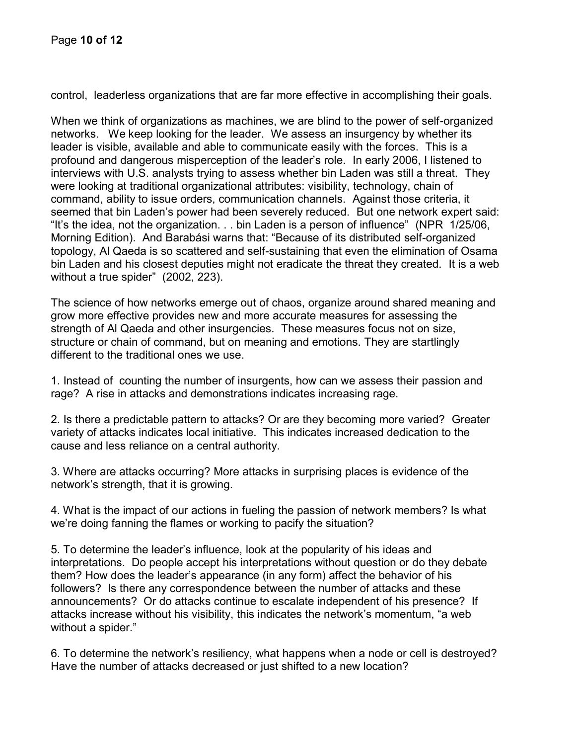control, leaderless organizations that are far more effective in accomplishing their goals.

When we think of organizations as machines, we are blind to the power of self-organized networks. We keep looking for the leader. We assess an insurgency by whether its leader is visible, available and able to communicate easily with the forces. This is a profound and dangerous misperception of the leader's role. In early 2006, I listened to interviews with U.S. analysts trying to assess whether bin Laden was still a threat. They were looking at traditional organizational attributes: visibility, technology, chain of command, ability to issue orders, communication channels. Against those criteria, it seemed that bin Laden's power had been severely reduced. But one network expert said: "It's the idea, not the organization. . . bin Laden is a person of influence" (NPR 1/25/06, Morning Edition). And Barabási warns that: "Because of its distributed self-organized topology, Al Qaeda is so scattered and self-sustaining that even the elimination of Osama bin Laden and his closest deputies might not eradicate the threat they created. It is a web without a true spider" (2002, 223).

The science of how networks emerge out of chaos, organize around shared meaning and grow more effective provides new and more accurate measures for assessing the strength of Al Qaeda and other insurgencies. These measures focus not on size, structure or chain of command, but on meaning and emotions. They are startlingly different to the traditional ones we use.

1. Instead of counting the number of insurgents, how can we assess their passion and rage? A rise in attacks and demonstrations indicates increasing rage.

2. Is there a predictable pattern to attacks? Or are they becoming more varied? Greater variety of attacks indicates local initiative. This indicates increased dedication to the cause and less reliance on a central authority.

3. Where are attacks occurring? More attacks in surprising places is evidence of the network's strength, that it is growing.

4. What is the impact of our actions in fueling the passion of network members? Is what we're doing fanning the flames or working to pacify the situation?

5. To determine the leader's influence, look at the popularity of his ideas and interpretations. Do people accept his interpretations without question or do they debate them? How does the leader's appearance (in any form) affect the behavior of his followers? Is there any correspondence between the number of attacks and these announcements? Or do attacks continue to escalate independent of his presence? If attacks increase without his visibility, this indicates the network's momentum, "a web without a spider."

6. To determine the network's resiliency, what happens when a node or cell is destroyed? Have the number of attacks decreased or just shifted to a new location?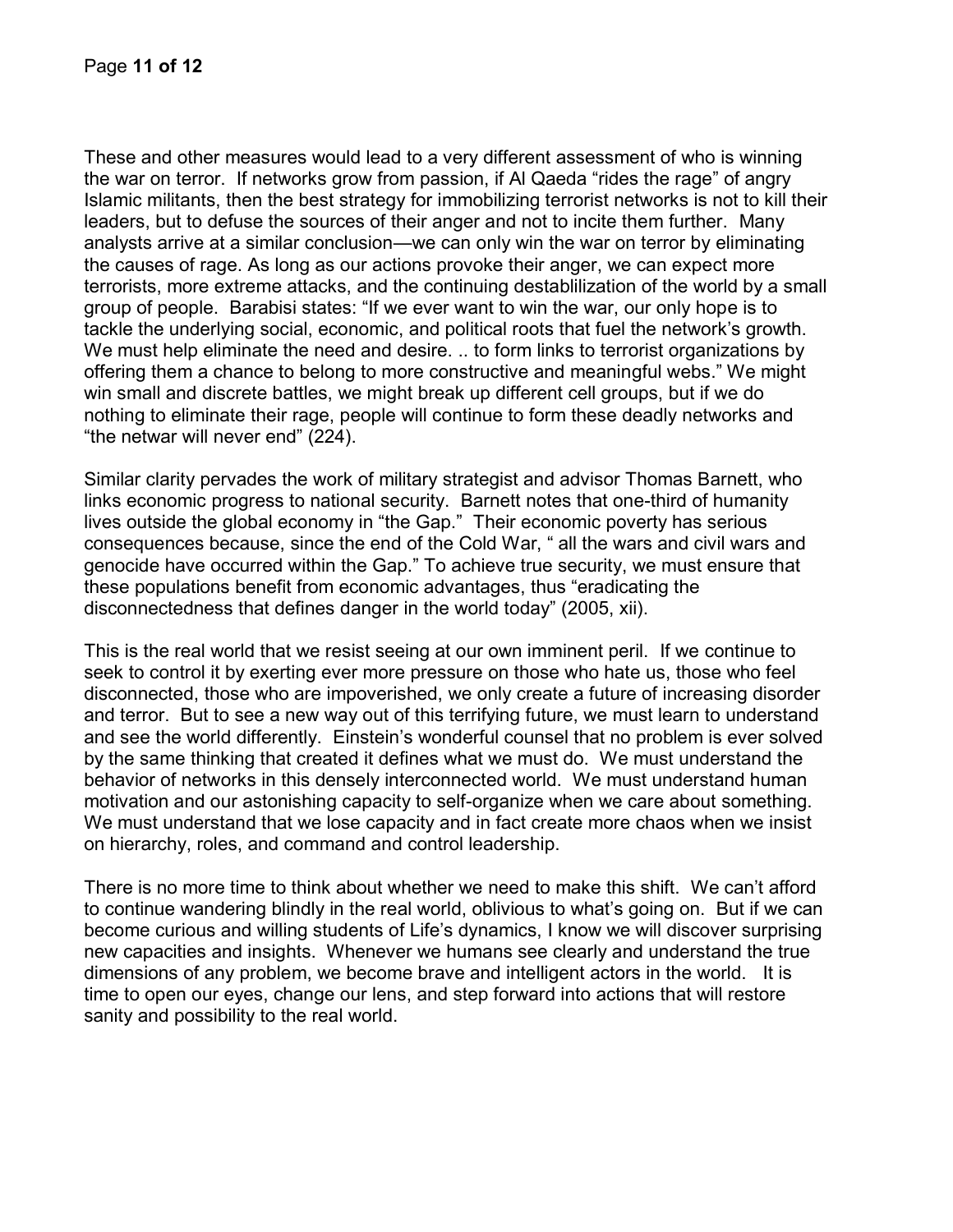These and other measures would lead to a very different assessment of who is winning the war on terror. If networks grow from passion, if Al Qaeda "rides the rage" of angry Islamic militants, then the best strategy for immobilizing terrorist networks is not to kill their leaders, but to defuse the sources of their anger and not to incite them further. Many analysts arrive at a similar conclusion—we can only win the war on terror by eliminating the causes of rage. As long as our actions provoke their anger, we can expect more terrorists, more extreme attacks, and the continuing destablilization of the world by a small group of people. Barabisi states: "If we ever want to win the war, our only hope is to tackle the underlying social, economic, and political roots that fuel the network's growth. We must help eliminate the need and desire. .. to form links to terrorist organizations by offering them a chance to belong to more constructive and meaningful webs." We might win small and discrete battles, we might break up different cell groups, but if we do nothing to eliminate their rage, people will continue to form these deadly networks and "the netwar will never end" (224).

Similar clarity pervades the work of military strategist and advisor Thomas Barnett, who links economic progress to national security. Barnett notes that one-third of humanity lives outside the global economy in "the Gap." Their economic poverty has serious consequences because, since the end of the Cold War, " all the wars and civil wars and genocide have occurred within the Gap." To achieve true security, we must ensure that these populations benefit from economic advantages, thus "eradicating the disconnectedness that defines danger in the world today" (2005, xii).

This is the real world that we resist seeing at our own imminent peril. If we continue to seek to control it by exerting ever more pressure on those who hate us, those who feel disconnected, those who are impoverished, we only create a future of increasing disorder and terror. But to see a new way out of this terrifying future, we must learn to understand and see the world differently. Einstein's wonderful counsel that no problem is ever solved by the same thinking that created it defines what we must do. We must understand the behavior of networks in this densely interconnected world. We must understand human motivation and our astonishing capacity to self-organize when we care about something. We must understand that we lose capacity and in fact create more chaos when we insist on hierarchy, roles, and command and control leadership.

There is no more time to think about whether we need to make this shift. We can't afford to continue wandering blindly in the real world, oblivious to what's going on. But if we can become curious and willing students of Life's dynamics, I know we will discover surprising new capacities and insights. Whenever we humans see clearly and understand the true dimensions of any problem, we become brave and intelligent actors in the world. It is time to open our eyes, change our lens, and step forward into actions that will restore sanity and possibility to the real world.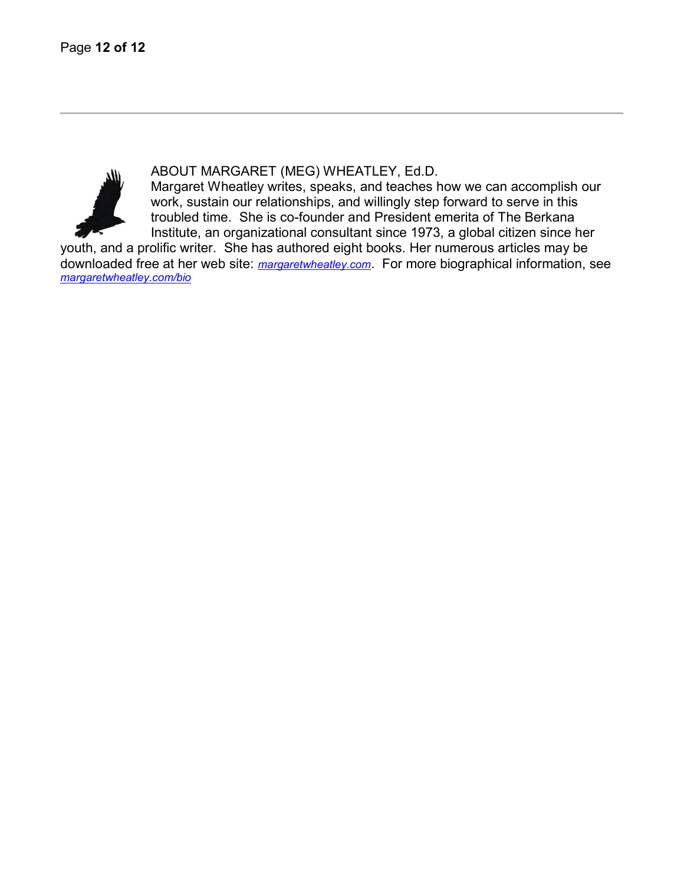## ABOUT MARGARET (MEG) WHEATLEY, Ed.D.

Margaret Wheatley writes, speaks, and teaches how we can accomplish our work, sustain our relationships, and willingly step forward to serve in this troubled time. She is co-founder and President emerita of The Berkana Institute, an organizational consultant since 1973, a global citizen since her youth, and a prolific writer. She has authored eight books. Her numerous articles may be downloaded free at her web site: *margaretwheatley.com*. For more biographical information, see *margaretwheatley.com/bio*